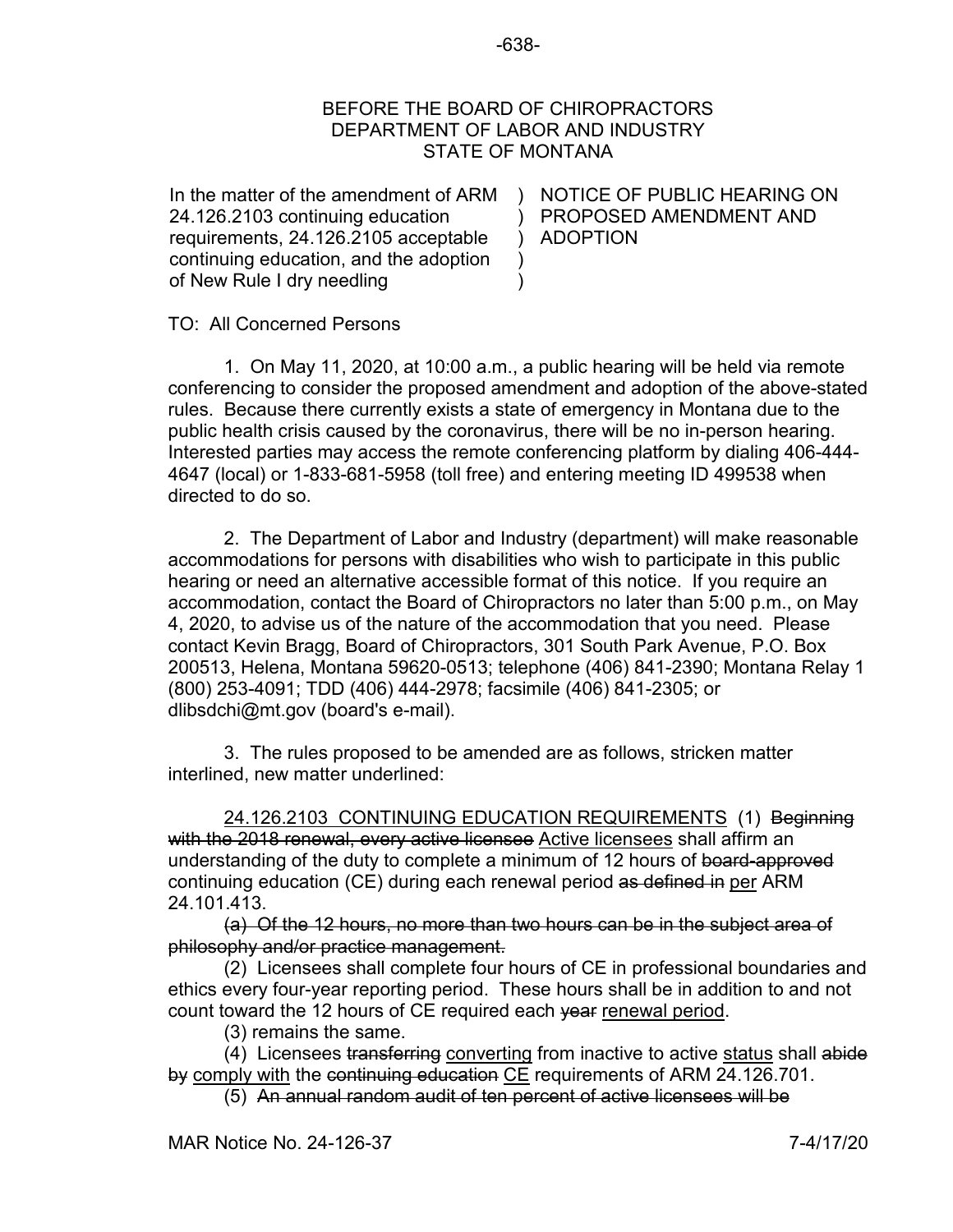BEFORE THE BOARD OF CHIROPRACTORS
DEPARTMENT OF LABOR AND INDUSTRY
STATE OF MONTANA

| | |
|---|---|
| In the matter of the amendment of ARM 24.126.2103 continuing education requirements, 24.126.2105 acceptable continuing education, and the adoption of New Rule I dry needling | ) NOTICE OF PUBLIC HEARING ON ) PROPOSED AMENDMENT AND ) ADOPTION ) ) |

TO: All Concerned Persons

1. On May 11, 2020, at 10:00 a.m., a public hearing will be held via remote conferencing to consider the proposed amendment and adoption of the above-stated rules. Because there currently exists a state of emergency in Montana due to the public health crisis caused by the coronavirus, there will be no in-person hearing. Interested parties may access the remote conferencing platform by dialing 406-444-4647 (local) or 1-833-681-5958 (toll free) and entering meeting ID 499538 when directed to do so.

2. The Department of Labor and Industry (department) will make reasonable accommodations for persons with disabilities who wish to participate in this public hearing or need an alternative accessible format of this notice. If you require an accommodation, contact the Board of Chiropractors no later than 5:00 p.m., on May 4, 2020, to advise us of the nature of the accommodation that you need. Please contact Kevin Bragg, Board of Chiropractors, 301 South Park Avenue, P.O. Box 200513, Helena, Montana 59620-0513; telephone (406) 841-2390; Montana Relay 1 (800) 253-4091; TDD (406) 444-2978; facsimile (406) 841-2305; or dlibsdchi@mt.gov (board's e-mail).

3. The rules proposed to be amended are as follows, stricken matter interlined, new matter underlined:

<u>24.126.2103 CONTINUING EDUCATION REQUIREMENTS</u> (1) ~~Beginning with the 2018 renewal, every active licensee~~ <u>Active licensees</u> shall affirm an understanding of the duty to complete a minimum of 12 hours of ~~board-approved~~ continuing education (CE) during each renewal period ~~as defined in~~ <u>per</u> ARM 24.101.413.

~~(a) Of the 12 hours, no more than two hours can be in the subject area of philosophy and/or practice management.~~

(2) Licensees shall complete four hours of CE in professional boundaries and ethics every four-year reporting period. These hours shall be in addition to and not count toward the 12 hours of CE required each ~~year~~ <u>renewal period</u>.

(3) remains the same.

(4) Licensees ~~transferring~~ <u>converting</u> from inactive to active <u>status</u> shall ~~abide by~~ <u>comply with</u> the ~~continuing education~~ <u>CE</u> requirements of ARM 24.126.701.

(5) ~~An annual random audit of ten percent of active licensees will be~~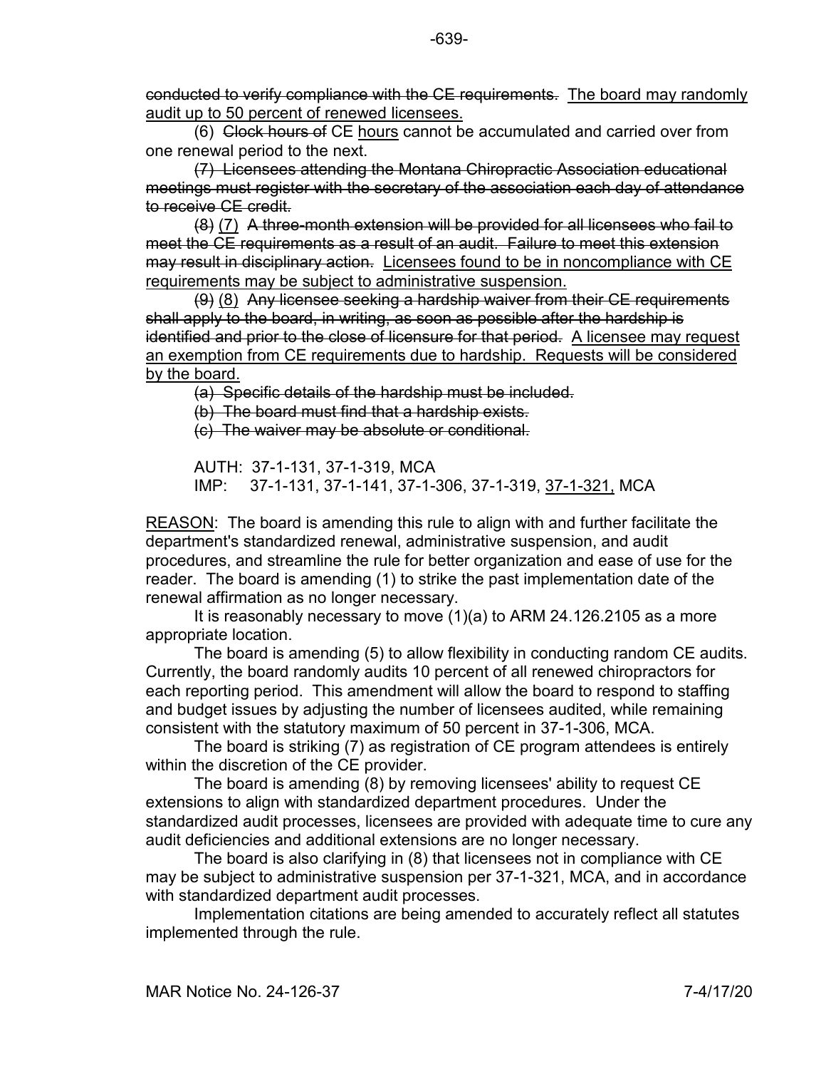~~conducted to verify compliance with the CE requirements.~~ <u>The board may randomly audit up to 50 percent of renewed licensees.</u>

(6) ~~Clock hours of~~ CE <u>hours</u> cannot be accumulated and carried over from one renewal period to the next.

~~(7) Licensees attending the Montana Chiropractic Association educational meetings must register with the secretary of the association each day of attendance to receive CE credit.~~

~~(8)~~ <u>(7)</u> ~~A three-month extension will be provided for all licensees who fail to meet the CE requirements as a result of an audit. Failure to meet this extension may result in disciplinary action.~~ <u>Licensees found to be in noncompliance with CE requirements may be subject to administrative suspension.</u>

~~(9)~~ <u>(8)</u> ~~Any licensee seeking a hardship waiver from their CE requirements shall apply to the board, in writing, as soon as possible after the hardship is identified and prior to the close of licensure for that period.~~ <u>A licensee may request an exemption from CE requirements due to hardship. Requests will be considered by the board.</u>

~~(a) Specific details of the hardship must be included.~~

~~(b) The board must find that a hardship exists.~~

~~(c) The waiver may be absolute or conditional.~~

AUTH: 37-1-131, 37-1-319, MCA
IMP: 37-1-131, 37-1-141, 37-1-306, 37-1-319, <u>37-1-321,</u> MCA

<u>REASON</u>: The board is amending this rule to align with and further facilitate the department's standardized renewal, administrative suspension, and audit procedures, and streamline the rule for better organization and ease of use for the reader. The board is amending (1) to strike the past implementation date of the renewal affirmation as no longer necessary.

It is reasonably necessary to move (1)(a) to ARM 24.126.2105 as a more appropriate location.

The board is amending (5) to allow flexibility in conducting random CE audits. Currently, the board randomly audits 10 percent of all renewed chiropractors for each reporting period. This amendment will allow the board to respond to staffing and budget issues by adjusting the number of licensees audited, while remaining consistent with the statutory maximum of 50 percent in 37-1-306, MCA.

The board is striking (7) as registration of CE program attendees is entirely within the discretion of the CE provider.

The board is amending (8) by removing licensees' ability to request CE extensions to align with standardized department procedures. Under the standardized audit processes, licensees are provided with adequate time to cure any audit deficiencies and additional extensions are no longer necessary.

The board is also clarifying in (8) that licensees not in compliance with CE may be subject to administrative suspension per 37-1-321, MCA, and in accordance with standardized department audit processes.

Implementation citations are being amended to accurately reflect all statutes implemented through the rule.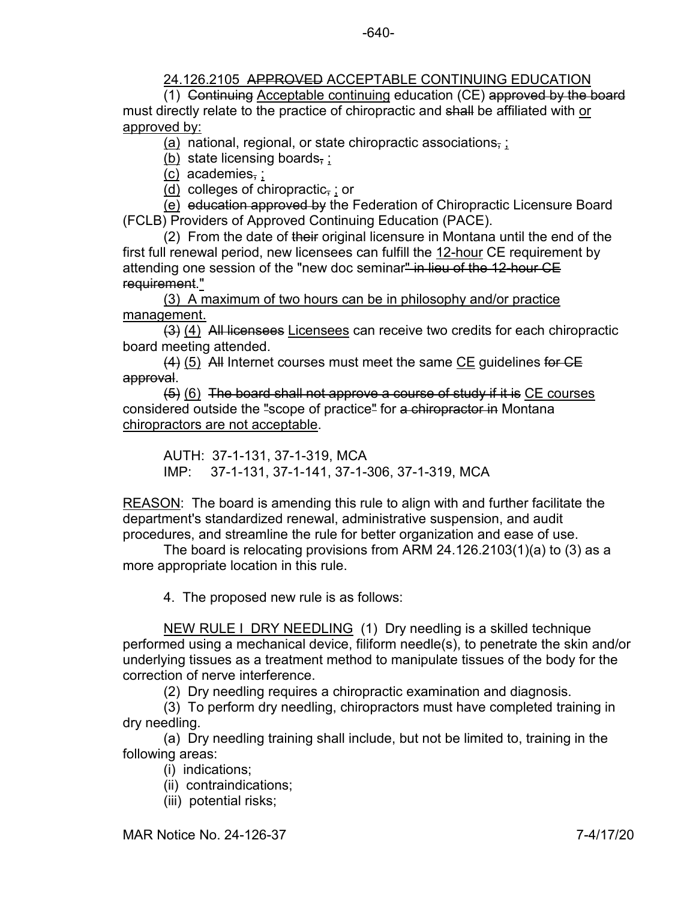<u>24.126.2105</u> ~~APPROVED~~ <u>ACCEPTABLE CONTINUING EDUCATION</u>

(1) ~~Continuing~~ <u>Acceptable continuing</u> education (CE) ~~approved by the board~~ must directly relate to the practice of chiropractic and ~~shall~~ be affiliated with <u>or approved by:</u>

<u>(a)</u> national, regional, or state chiropractic associations~~,~~ <u>;</u>

<u>(b)</u> state licensing boards~~,~~ <u>;</u>

<u>(c)</u> academies~~,~~ <u>;</u>

<u>(d)</u> colleges of chiropractic~~,~~ <u>;</u> or

<u>(e)</u> ~~education approved by~~ the Federation of Chiropractic Licensure Board (FCLB) Providers of Approved Continuing Education (PACE).

(2) From the date of ~~their~~ original licensure in Montana until the end of the first full renewal period, new licensees can fulfill the <u>12-hour</u> CE requirement by attending one session of the "new doc seminar~~" in lieu of the 12-hour CE requirement~~.<u>"</u>

<u>(3) A maximum of two hours can be in philosophy and/or practice management.</u>

~~(3)~~ <u>(4)</u> ~~All licensees~~ <u>Licensees</u> can receive two credits for each chiropractic board meeting attended.

~~(4)~~ <u>(5)</u> ~~All~~ Internet courses must meet the same <u>CE</u> guidelines ~~for CE approval~~.

~~(5)~~ <u>(6)</u> ~~The board shall not approve a course of study if it is~~ <u>CE courses</u> considered outside the ~~"~~scope of practice~~"~~ for ~~a chiropractor in~~ Montana <u>chiropractors are not acceptable</u>.

AUTH: 37-1-131, 37-1-319, MCA
IMP: 37-1-131, 37-1-141, 37-1-306, 37-1-319, MCA

<u>REASON</u>: The board is amending this rule to align with and further facilitate the department's standardized renewal, administrative suspension, and audit procedures, and streamline the rule for better organization and ease of use.

The board is relocating provisions from ARM 24.126.2103(1)(a) to (3) as a more appropriate location in this rule.

4. The proposed new rule is as follows:

<u>NEW RULE I DRY NEEDLING</u> (1) Dry needling is a skilled technique performed using a mechanical device, filiform needle(s), to penetrate the skin and/or underlying tissues as a treatment method to manipulate tissues of the body for the correction of nerve interference.

(2) Dry needling requires a chiropractic examination and diagnosis.

(3) To perform dry needling, chiropractors must have completed training in dry needling.

(a) Dry needling training shall include, but not be limited to, training in the following areas:

(i) indications;

(ii) contraindications;

(iii) potential risks;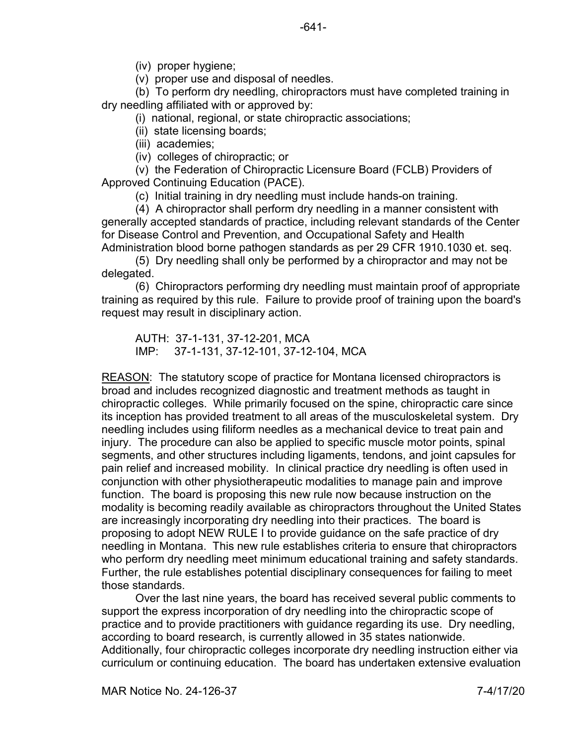(iv) proper hygiene;

(v) proper use and disposal of needles.

(b) To perform dry needling, chiropractors must have completed training in dry needling affiliated with or approved by:

(i) national, regional, or state chiropractic associations;

(ii) state licensing boards;

(iii) academies;

(iv) colleges of chiropractic; or

(v) the Federation of Chiropractic Licensure Board (FCLB) Providers of Approved Continuing Education (PACE).

(c) Initial training in dry needling must include hands-on training.

(4) A chiropractor shall perform dry needling in a manner consistent with generally accepted standards of practice, including relevant standards of the Center for Disease Control and Prevention, and Occupational Safety and Health Administration blood borne pathogen standards as per 29 CFR 1910.1030 et. seq.

(5) Dry needling shall only be performed by a chiropractor and may not be delegated.

(6) Chiropractors performing dry needling must maintain proof of appropriate training as required by this rule. Failure to provide proof of training upon the board's request may result in disciplinary action.

AUTH: 37-1-131, 37-12-201, MCA
IMP: 37-1-131, 37-12-101, 37-12-104, MCA

<u>REASON</u>: The statutory scope of practice for Montana licensed chiropractors is broad and includes recognized diagnostic and treatment methods as taught in chiropractic colleges. While primarily focused on the spine, chiropractic care since its inception has provided treatment to all areas of the musculoskeletal system. Dry needling includes using filiform needles as a mechanical device to treat pain and injury. The procedure can also be applied to specific muscle motor points, spinal segments, and other structures including ligaments, tendons, and joint capsules for pain relief and increased mobility. In clinical practice dry needling is often used in conjunction with other physiotherapeutic modalities to manage pain and improve function. The board is proposing this new rule now because instruction on the modality is becoming readily available as chiropractors throughout the United States are increasingly incorporating dry needling into their practices. The board is proposing to adopt NEW RULE I to provide guidance on the safe practice of dry needling in Montana. This new rule establishes criteria to ensure that chiropractors who perform dry needling meet minimum educational training and safety standards. Further, the rule establishes potential disciplinary consequences for failing to meet those standards.

Over the last nine years, the board has received several public comments to support the express incorporation of dry needling into the chiropractic scope of practice and to provide practitioners with guidance regarding its use. Dry needling, according to board research, is currently allowed in 35 states nationwide. Additionally, four chiropractic colleges incorporate dry needling instruction either via curriculum or continuing education. The board has undertaken extensive evaluation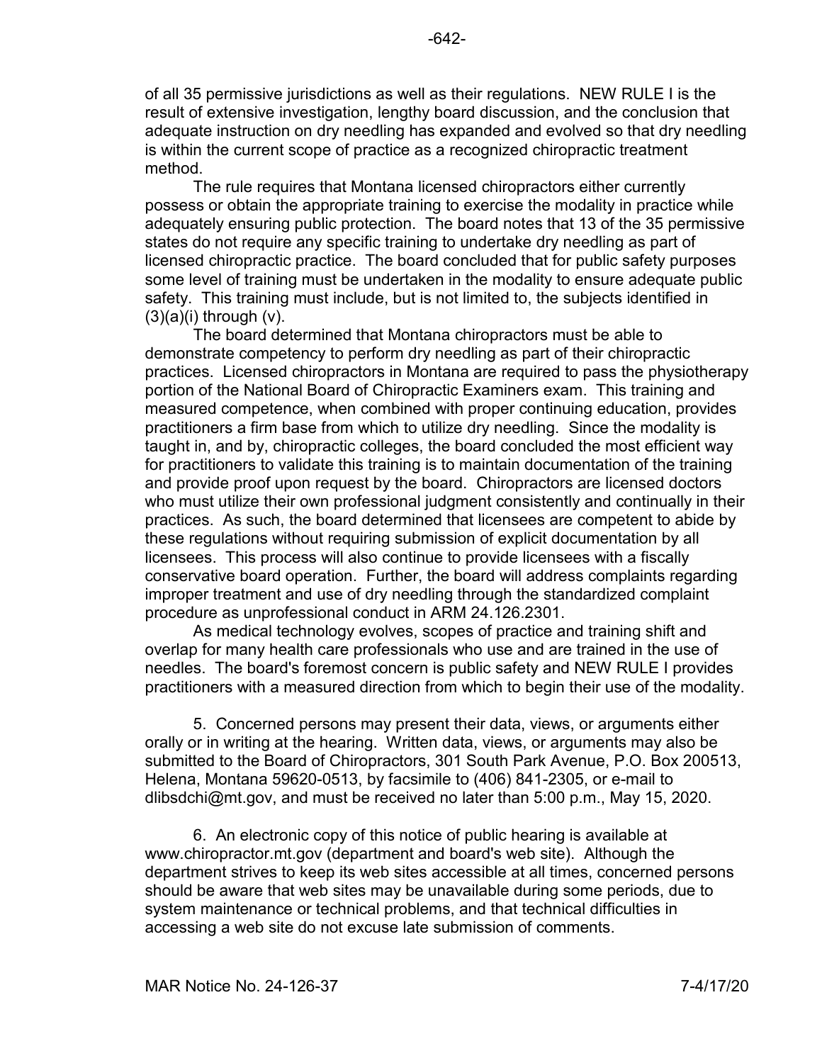of all 35 permissive jurisdictions as well as their regulations. NEW RULE I is the result of extensive investigation, lengthy board discussion, and the conclusion that adequate instruction on dry needling has expanded and evolved so that dry needling is within the current scope of practice as a recognized chiropractic treatment method.

The rule requires that Montana licensed chiropractors either currently possess or obtain the appropriate training to exercise the modality in practice while adequately ensuring public protection. The board notes that 13 of the 35 permissive states do not require any specific training to undertake dry needling as part of licensed chiropractic practice. The board concluded that for public safety purposes some level of training must be undertaken in the modality to ensure adequate public safety. This training must include, but is not limited to, the subjects identified in (3)(a)(i) through (v).

The board determined that Montana chiropractors must be able to demonstrate competency to perform dry needling as part of their chiropractic practices. Licensed chiropractors in Montana are required to pass the physiotherapy portion of the National Board of Chiropractic Examiners exam. This training and measured competence, when combined with proper continuing education, provides practitioners a firm base from which to utilize dry needling. Since the modality is taught in, and by, chiropractic colleges, the board concluded the most efficient way for practitioners to validate this training is to maintain documentation of the training and provide proof upon request by the board. Chiropractors are licensed doctors who must utilize their own professional judgment consistently and continually in their practices. As such, the board determined that licensees are competent to abide by these regulations without requiring submission of explicit documentation by all licensees. This process will also continue to provide licensees with a fiscally conservative board operation. Further, the board will address complaints regarding improper treatment and use of dry needling through the standardized complaint procedure as unprofessional conduct in ARM 24.126.2301.

As medical technology evolves, scopes of practice and training shift and overlap for many health care professionals who use and are trained in the use of needles. The board's foremost concern is public safety and NEW RULE I provides practitioners with a measured direction from which to begin their use of the modality.

5. Concerned persons may present their data, views, or arguments either orally or in writing at the hearing. Written data, views, or arguments may also be submitted to the Board of Chiropractors, 301 South Park Avenue, P.O. Box 200513, Helena, Montana 59620-0513, by facsimile to (406) 841-2305, or e-mail to dlibsdchi@mt.gov, and must be received no later than 5:00 p.m., May 15, 2020.

6. An electronic copy of this notice of public hearing is available at www.chiropractor.mt.gov (department and board's web site). Although the department strives to keep its web sites accessible at all times, concerned persons should be aware that web sites may be unavailable during some periods, due to system maintenance or technical problems, and that technical difficulties in accessing a web site do not excuse late submission of comments.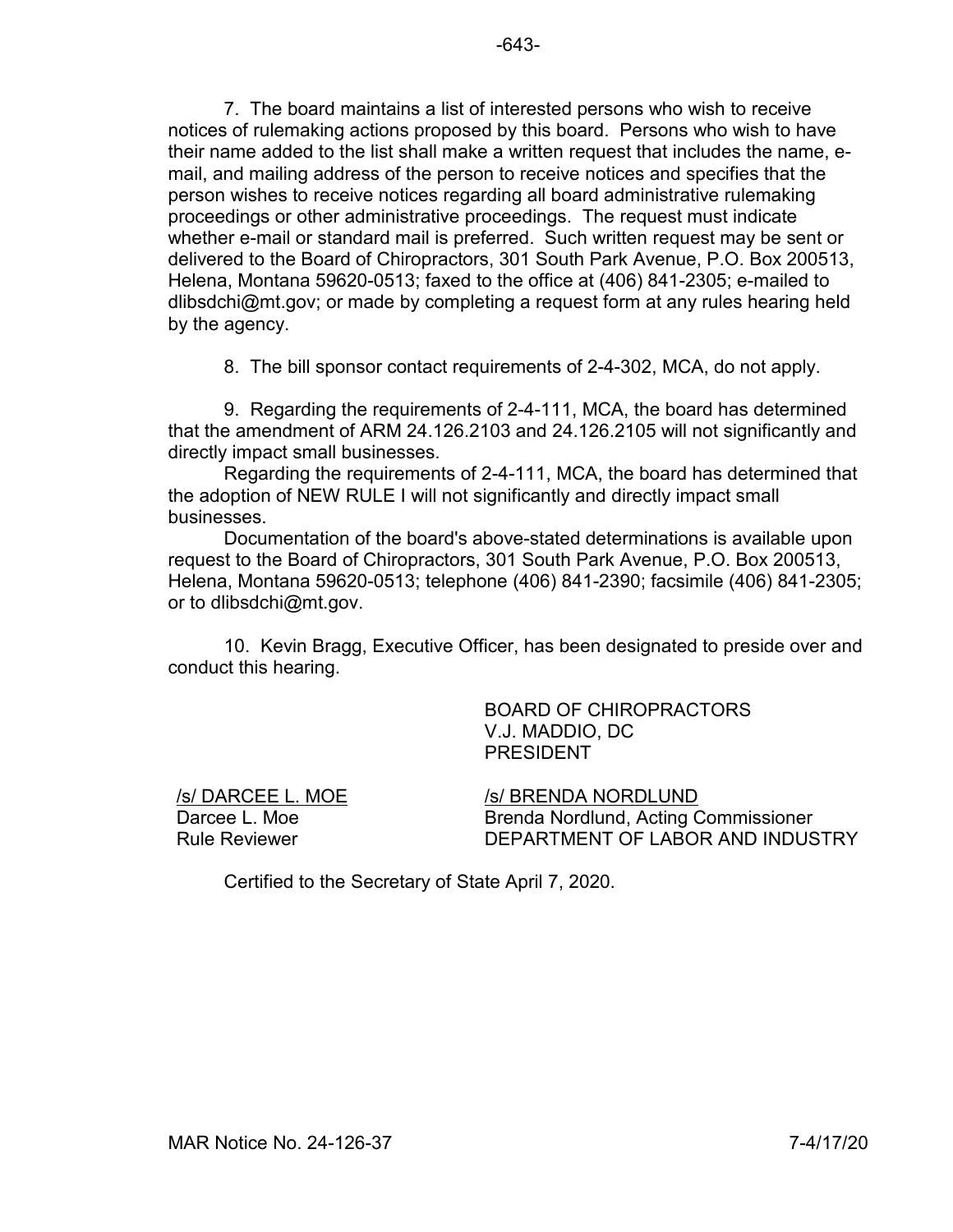7. The board maintains a list of interested persons who wish to receive notices of rulemaking actions proposed by this board. Persons who wish to have their name added to the list shall make a written request that includes the name, e-mail, and mailing address of the person to receive notices and specifies that the person wishes to receive notices regarding all board administrative rulemaking proceedings or other administrative proceedings. The request must indicate whether e-mail or standard mail is preferred. Such written request may be sent or delivered to the Board of Chiropractors, 301 South Park Avenue, P.O. Box 200513, Helena, Montana 59620-0513; faxed to the office at (406) 841-2305; e-mailed to dlibsdchi@mt.gov; or made by completing a request form at any rules hearing held by the agency.

8. The bill sponsor contact requirements of 2-4-302, MCA, do not apply.

9. Regarding the requirements of 2-4-111, MCA, the board has determined that the amendment of ARM 24.126.2103 and 24.126.2105 will not significantly and directly impact small businesses.

Regarding the requirements of 2-4-111, MCA, the board has determined that the adoption of NEW RULE I will not significantly and directly impact small businesses.

Documentation of the board's above-stated determinations is available upon request to the Board of Chiropractors, 301 South Park Avenue, P.O. Box 200513, Helena, Montana 59620-0513; telephone (406) 841-2390; facsimile (406) 841-2305; or to dlibsdchi@mt.gov.

10. Kevin Bragg, Executive Officer, has been designated to preside over and conduct this hearing.

BOARD OF CHIROPRACTORS
V.J. MADDIO, DC
PRESIDENT

/s/ DARCEE L. MOE
Darcee L. Moe
Rule Reviewer

/s/ BRENDA NORDLUND
Brenda Nordlund, Acting Commissioner
DEPARTMENT OF LABOR AND INDUSTRY

Certified to the Secretary of State April 7, 2020.